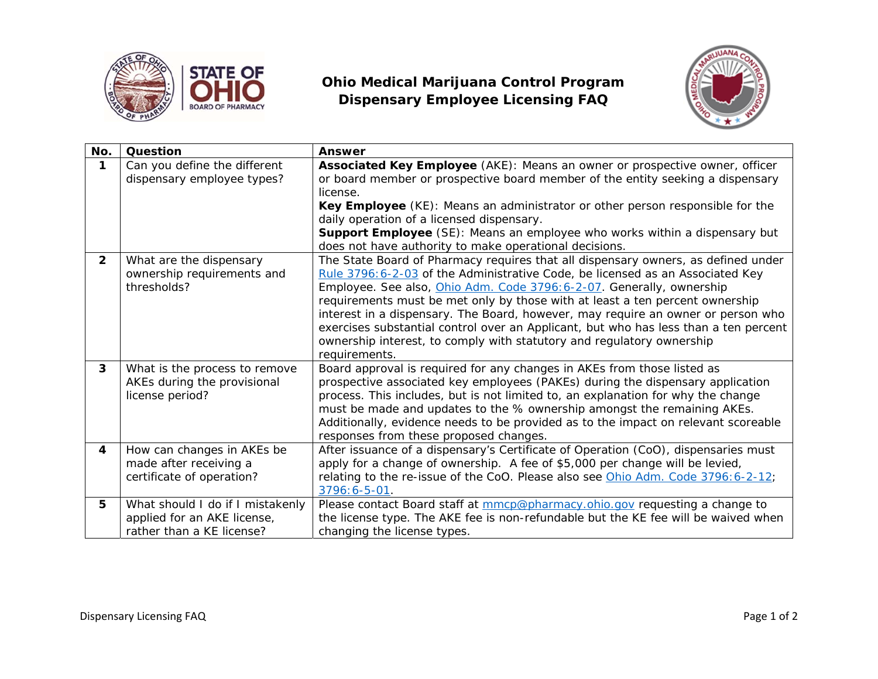# Ohio Medical Marijuana Control Program
## Dispensary Employee Licensing FAQ

| No. | Question | Answer |
|---|---|---|
| **1** | Can you define the different dispensary employee types? | **Associated Key Employee** (AKE): Means an owner or prospective owner, officer or board member or prospective board member of the entity seeking a dispensary license.<br>**Key Employee** (KE): Means an administrator or other person responsible for the daily operation of a licensed dispensary.<br>**Support Employee** (SE): Means an employee who works within a dispensary but does not have authority to make operational decisions. |
| **2** | What are the dispensary ownership requirements and thresholds? | The State Board of Pharmacy requires that all dispensary owners, as defined under Rule 3796:6-2-03 of the Administrative Code, be licensed as an Associated Key Employee. See also, Ohio Adm. Code 3796:6-2-07. Generally, ownership requirements must be met only by those with at least a ten percent ownership interest in a dispensary. The Board, however, may require an owner or person who exercises substantial control over an Applicant, but who has less than a ten percent ownership interest, to comply with statutory and regulatory ownership requirements. |
| **3** | What is the process to remove AKEs during the provisional license period? | Board approval is required for any changes in AKEs from those listed as prospective associated key employees (PAKEs) during the dispensary application process. This includes, but is not limited to, an explanation for why the change must be made and updates to the % ownership amongst the remaining AKEs. Additionally, evidence needs to be provided as to the impact on relevant scoreable responses from these proposed changes. |
| **4** | How can changes in AKEs be made after receiving a certificate of operation? | After issuance of a dispensary's Certificate of Operation (CoO), dispensaries must apply for a change of ownership. A fee of $5,000 per change will be levied, relating to the re-issue of the CoO. Please also see Ohio Adm. Code 3796:6-2-12; 3796:6-5-01. |
| **5** | What should I do if I mistakenly applied for an AKE license, rather than a KE license? | Please contact Board staff at mmcp@pharmacy.ohio.gov requesting a change to the license type. The AKE fee is non-refundable but the KE fee will be waived when changing the license types. |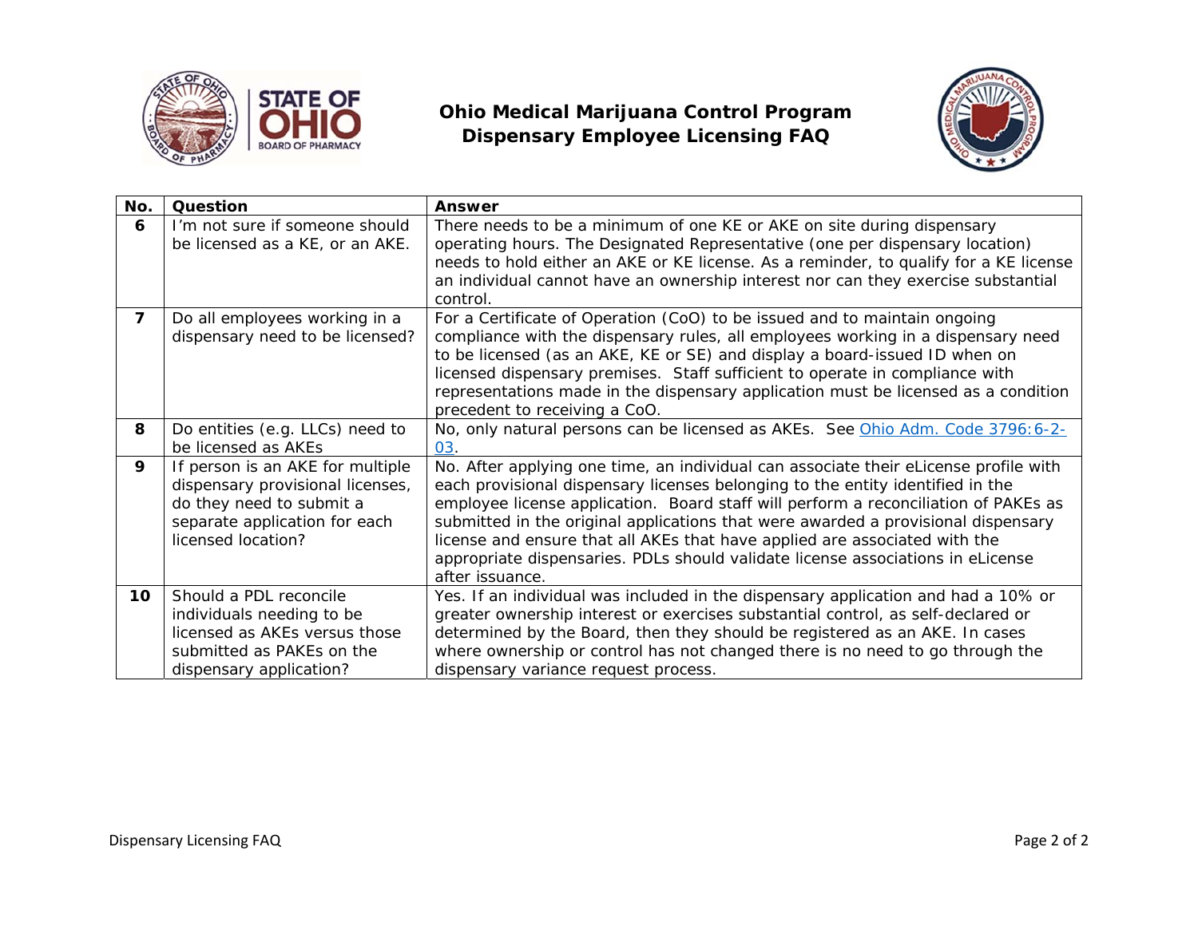# Ohio Medical Marijuana Control Program
## Dispensary Employee Licensing FAQ

| No. | Question | Answer |
|---|---|---|
| 6 | I'm not sure if someone should be licensed as a KE, or an AKE. | There needs to be a minimum of one KE or AKE on site during dispensary operating hours. The Designated Representative (one per dispensary location) needs to hold either an AKE or KE license. As a reminder, to qualify for a KE license an individual cannot have an ownership interest nor can they exercise substantial control. |
| 7 | Do all employees working in a dispensary need to be licensed? | For a Certificate of Operation (CoO) to be issued and to maintain ongoing compliance with the dispensary rules, all employees working in a dispensary need to be licensed (as an AKE, KE or SE) and display a board-issued ID when on licensed dispensary premises. Staff sufficient to operate in compliance with representations made in the dispensary application must be licensed as a condition precedent to receiving a CoO. |
| 8 | Do entities (e.g. LLCs) need to be licensed as AKEs | No, only natural persons can be licensed as AKEs. See Ohio Adm. Code 3796:6-2-03. |
| 9 | If person is an AKE for multiple dispensary provisional licenses, do they need to submit a separate application for each licensed location? | No. After applying one time, an individual can associate their eLicense profile with each provisional dispensary licenses belonging to the entity identified in the employee license application. Board staff will perform a reconciliation of PAKEs as submitted in the original applications that were awarded a provisional dispensary license and ensure that all AKEs that have applied are associated with the appropriate dispensaries. PDLs should validate license associations in eLicense after issuance. |
| 10 | Should a PDL reconcile individuals needing to be licensed as AKEs versus those submitted as PAKEs on the dispensary application? | Yes. If an individual was included in the dispensary application and had a 10% or greater ownership interest or exercises substantial control, as self-declared or determined by the Board, then they should be registered as an AKE. In cases where ownership or control has not changed there is no need to go through the dispensary variance request process. |